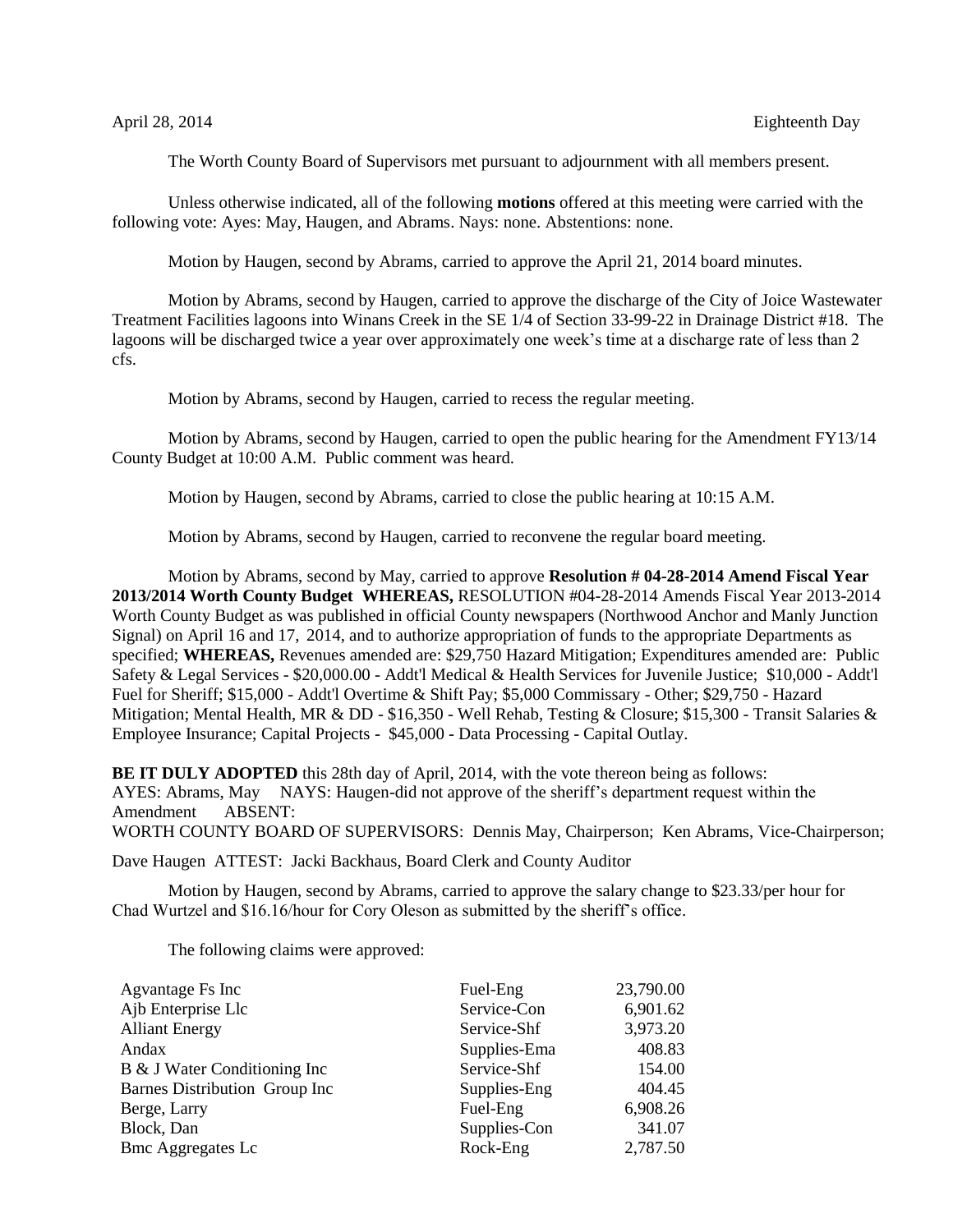April 28, 2014 Eighteenth Day

The Worth County Board of Supervisors met pursuant to adjournment with all members present.

Unless otherwise indicated, all of the following **motions** offered at this meeting were carried with the following vote: Ayes: May, Haugen, and Abrams. Nays: none. Abstentions: none.

Motion by Haugen, second by Abrams, carried to approve the April 21, 2014 board minutes.

Motion by Abrams, second by Haugen, carried to approve the discharge of the City of Joice Wastewater Treatment Facilities lagoons into Winans Creek in the SE 1/4 of Section 33-99-22 in Drainage District #18. The lagoons will be discharged twice a year over approximately one week's time at a discharge rate of less than 2 cfs.

Motion by Abrams, second by Haugen, carried to recess the regular meeting.

Motion by Abrams, second by Haugen, carried to open the public hearing for the Amendment FY13/14 County Budget at 10:00 A.M. Public comment was heard.

Motion by Haugen, second by Abrams, carried to close the public hearing at 10:15 A.M.

Motion by Abrams, second by Haugen, carried to reconvene the regular board meeting.

Motion by Abrams, second by May, carried to approve **Resolution # 04-28-2014 Amend Fiscal Year 2013/2014 Worth County Budget WHEREAS,** RESOLUTION #04-28-2014 Amends Fiscal Year 2013-2014 Worth County Budget as was published in official County newspapers (Northwood Anchor and Manly Junction Signal) on April 16 and 17, 2014, and to authorize appropriation of funds to the appropriate Departments as specified; **WHEREAS,** Revenues amended are: $29,750 Hazard Mitigation; Expenditures amended are: Public Safety & Legal Services - $20,000.00 - Addt'l Medical & Health Services for Juvenile Justice; $10,000 - Addt'l Fuel for Sheriff; $15,000 - Addt'l Overtime & Shift Pay; $5,000 Commissary - Other; $29,750 - Hazard Mitigation; Mental Health, MR & DD - $16,350 - Well Rehab, Testing & Closure; $15,300 - Transit Salaries & Employee Insurance; Capital Projects - $45,000 - Data Processing - Capital Outlay.

**BE IT DULY ADOPTED** this 28th day of April, 2014, with the vote thereon being as follows:
AYES: Abrams, May NAYS: Haugen-did not approve of the sheriff's department request within the Amendment ABSENT:
WORTH COUNTY BOARD OF SUPERVISORS: Dennis May, Chairperson; Ken Abrams, Vice-Chairperson; Dave Haugen ATTEST: Jacki Backhaus, Board Clerk and County Auditor

Motion by Haugen, second by Abrams, carried to approve the salary change to $23.33/per hour for Chad Wurtzel and $16.16/hour for Cory Oleson as submitted by the sheriff's office.

The following claims were approved:

| | | |
|---|---|---|
| Agvantage Fs Inc | Fuel-Eng | 23,790.00 |
| Ajb Enterprise Llc | Service-Con | 6,901.62 |
| Alliant Energy | Service-Shf | 3,973.20 |
| Andax | Supplies-Ema | 408.83 |
| B & J Water Conditioning Inc | Service-Shf | 154.00 |
| Barnes Distribution Group Inc | Supplies-Eng | 404.45 |
| Berge, Larry | Fuel-Eng | 6,908.26 |
| Block, Dan | Supplies-Con | 341.07 |
| Bmc Aggregates Lc | Rock-Eng | 2,787.50 |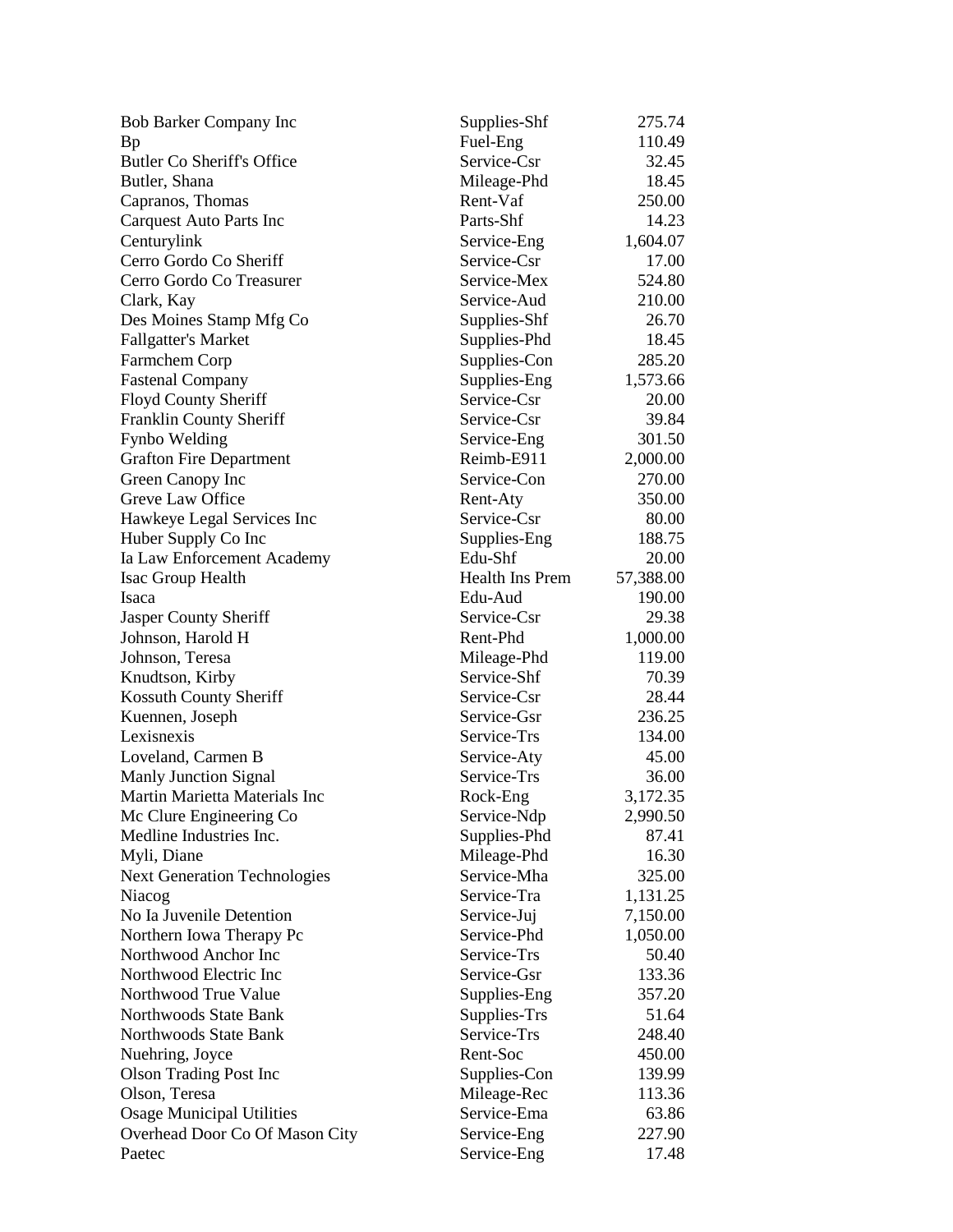| | | |
|---|---|---|
| Bob Barker Company Inc | Supplies-Shf | 275.74 |
| Bp | Fuel-Eng | 110.49 |
| Butler Co Sheriff's Office | Service-Csr | 32.45 |
| Butler, Shana | Mileage-Phd | 18.45 |
| Capranos, Thomas | Rent-Vaf | 250.00 |
| Carquest Auto Parts Inc | Parts-Shf | 14.23 |
| Centurylink | Service-Eng | 1,604.07 |
| Cerro Gordo Co Sheriff | Service-Csr | 17.00 |
| Cerro Gordo Co Treasurer | Service-Mex | 524.80 |
| Clark, Kay | Service-Aud | 210.00 |
| Des Moines Stamp Mfg Co | Supplies-Shf | 26.70 |
| Fallgatter's Market | Supplies-Phd | 18.45 |
| Farmchem Corp | Supplies-Con | 285.20 |
| Fastenal Company | Supplies-Eng | 1,573.66 |
| Floyd County Sheriff | Service-Csr | 20.00 |
| Franklin County Sheriff | Service-Csr | 39.84 |
| Fynbo Welding | Service-Eng | 301.50 |
| Grafton Fire Department | Reimb-E911 | 2,000.00 |
| Green Canopy Inc | Service-Con | 270.00 |
| Greve Law Office | Rent-Aty | 350.00 |
| Hawkeye Legal Services Inc | Service-Csr | 80.00 |
| Huber Supply Co Inc | Supplies-Eng | 188.75 |
| Ia Law Enforcement Academy | Edu-Shf | 20.00 |
| Isac Group Health | Health Ins Prem | 57,388.00 |
| Isaca | Edu-Aud | 190.00 |
| Jasper County Sheriff | Service-Csr | 29.38 |
| Johnson, Harold H | Rent-Phd | 1,000.00 |
| Johnson, Teresa | Mileage-Phd | 119.00 |
| Knudtson, Kirby | Service-Shf | 70.39 |
| Kossuth County Sheriff | Service-Csr | 28.44 |
| Kuennen, Joseph | Service-Gsr | 236.25 |
| Lexisnexis | Service-Trs | 134.00 |
| Loveland, Carmen B | Service-Aty | 45.00 |
| Manly Junction Signal | Service-Trs | 36.00 |
| Martin Marietta Materials Inc | Rock-Eng | 3,172.35 |
| Mc Clure Engineering Co | Service-Ndp | 2,990.50 |
| Medline Industries Inc. | Supplies-Phd | 87.41 |
| Myli, Diane | Mileage-Phd | 16.30 |
| Next Generation Technologies | Service-Mha | 325.00 |
| Niacog | Service-Tra | 1,131.25 |
| No Ia Juvenile Detention | Service-Juj | 7,150.00 |
| Northern Iowa Therapy Pc | Service-Phd | 1,050.00 |
| Northwood Anchor Inc | Service-Trs | 50.40 |
| Northwood Electric Inc | Service-Gsr | 133.36 |
| Northwood True Value | Supplies-Eng | 357.20 |
| Northwoods State Bank | Supplies-Trs | 51.64 |
| Northwoods State Bank | Service-Trs | 248.40 |
| Nuehring, Joyce | Rent-Soc | 450.00 |
| Olson Trading Post Inc | Supplies-Con | 139.99 |
| Olson, Teresa | Mileage-Rec | 113.36 |
| Osage Municipal Utilities | Service-Ema | 63.86 |
| Overhead Door Co Of Mason City | Service-Eng | 227.90 |
| Paetec | Service-Eng | 17.48 |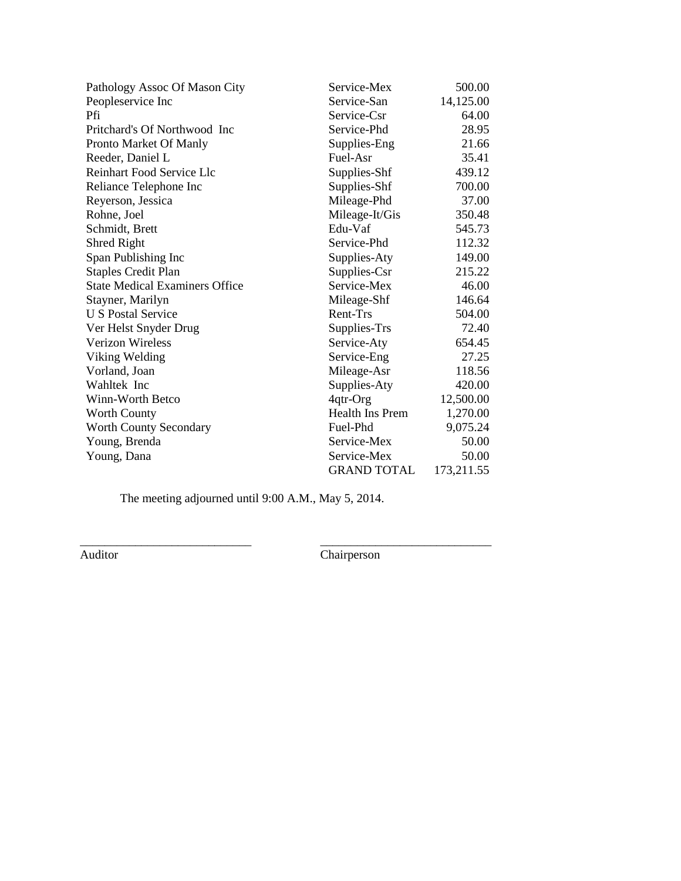| | | |
|---|---|---|
| Pathology Assoc Of Mason City | Service-Mex | 500.00 |
| Peopleservice Inc | Service-San | 14,125.00 |
| Pfi | Service-Csr | 64.00 |
| Pritchard's Of Northwood Inc | Service-Phd | 28.95 |
| Pronto Market Of Manly | Supplies-Eng | 21.66 |
| Reeder, Daniel L | Fuel-Asr | 35.41 |
| Reinhart Food Service Llc | Supplies-Shf | 439.12 |
| Reliance Telephone Inc | Supplies-Shf | 700.00 |
| Reyerson, Jessica | Mileage-Phd | 37.00 |
| Rohne, Joel | Mileage-It/Gis | 350.48 |
| Schmidt, Brett | Edu-Vaf | 545.73 |
| Shred Right | Service-Phd | 112.32 |
| Span Publishing Inc | Supplies-Aty | 149.00 |
| Staples Credit Plan | Supplies-Csr | 215.22 |
| State Medical Examiners Office | Service-Mex | 46.00 |
| Stayner, Marilyn | Mileage-Shf | 146.64 |
| U S Postal Service | Rent-Trs | 504.00 |
| Ver Helst Snyder Drug | Supplies-Trs | 72.40 |
| Verizon Wireless | Service-Aty | 654.45 |
| Viking Welding | Service-Eng | 27.25 |
| Vorland, Joan | Mileage-Asr | 118.56 |
| Wahltek Inc | Supplies-Aty | 420.00 |
| Winn-Worth Betco | 4qtr-Org | 12,500.00 |
| Worth County | Health Ins Prem | 1,270.00 |
| Worth County Secondary | Fuel-Phd | 9,075.24 |
| Young, Brenda | Service-Mex | 50.00 |
| Young, Dana | Service-Mex | 50.00 |
| | GRAND TOTAL | 173,211.55 |

The meeting adjourned until 9:00 A.M., May 5, 2014.

\_\_\_\_\_\_\_\_\_\_\_\_\_\_\_\_\_\_\_\_\_\_\_\_\_\_\_\_ \_\_\_\_\_\_\_\_\_\_\_\_\_\_\_\_\_\_\_\_\_\_\_\_\_\_\_\_

Auditor Chairperson